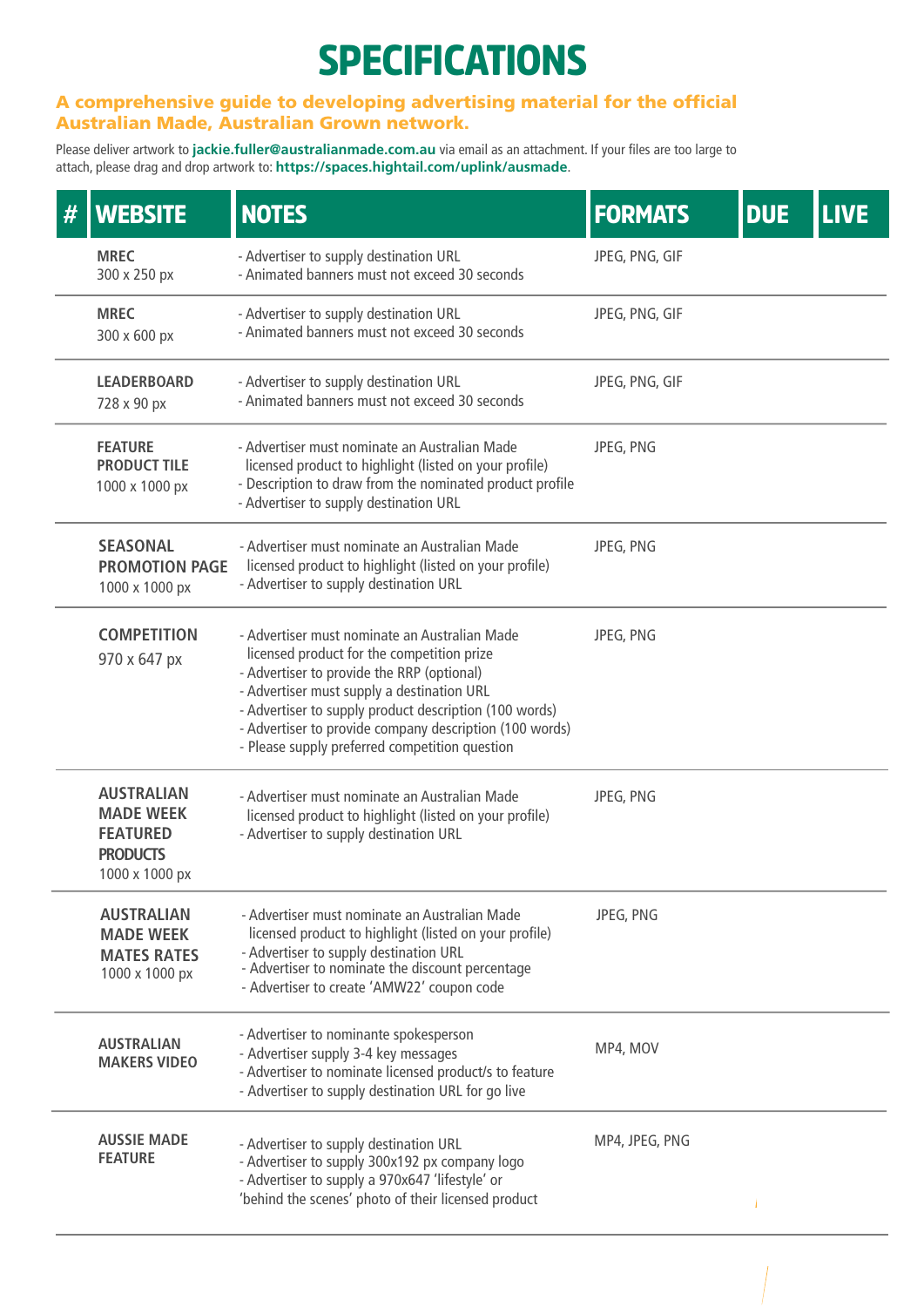# SPECIFICATIONS

**A comprehensive guide to developing advertising material for the official Australian Made, Australian Grown network.**

Please deliver artwork to **jackie.fuller@australianmade.com.au** via email as an attachment. If your files are too large to attach, please drag and drop artwork to: **https://spaces.hightail.com/uplink/ausmade**.

| # | WEBSITE | NOTES | FORMATS | DUE | LIVE |
|---|---|---|---|---|---|
| | **MREC** 300 x 250 px | - Advertiser to supply destination URL<br>- Animated banners must not exceed 30 seconds | JPEG, PNG, GIF | | |
| | **MREC** 300 x 600 px | - Advertiser to supply destination URL<br>- Animated banners must not exceed 30 seconds | JPEG, PNG, GIF | | |
| | **LEADERBOARD** 728 x 90 px | - Advertiser to supply destination URL<br>- Animated banners must not exceed 30 seconds | JPEG, PNG, GIF | | |
| | **FEATURE PRODUCT TILE** 1000 x 1000 px | - Advertiser must nominate an Australian Made licensed product to highlight (listed on your profile)<br>- Description to draw from the nominated product profile<br>- Advertiser to supply destination URL | JPEG, PNG | | |
| | **SEASONAL PROMOTION PAGE** 1000 x 1000 px | - Advertiser must nominate an Australian Made licensed product to highlight (listed on your profile)<br>- Advertiser to supply destination URL | JPEG, PNG | | |
| | **COMPETITION** 970 x 647 px | - Advertiser must nominate an Australian Made licensed product for the competition prize<br>- Advertiser to provide the RRP (optional)<br>- Advertiser must supply a destination URL<br>- Advertiser to supply product description (100 words)<br>- Advertiser to provide company description (100 words)<br>- Please supply preferred competition question | JPEG, PNG | | |
| | **AUSTRALIAN MADE WEEK FEATURED PRODUCTS** 1000 x 1000 px | - Advertiser must nominate an Australian Made licensed product to highlight (listed on your profile)<br>- Advertiser to supply destination URL | JPEG, PNG | | |
| | **AUSTRALIAN MADE WEEK MATES RATES** 1000 x 1000 px | - Advertiser must nominate an Australian Made licensed product to highlight (listed on your profile)<br>- Advertiser to supply destination URL<br>- Advertiser to nominate the discount percentage<br>- Advertiser to create 'AMW22' coupon code | JPEG, PNG | | |
| | **AUSTRALIAN MAKERS VIDEO** | - Advertiser to nominante spokesperson<br>- Advertiser supply 3-4 key messages<br>- Advertiser to nominate licensed product/s to feature<br>- Advertiser to supply destination URL for go live | MP4, MOV | | |
| | **AUSSIE MADE FEATURE** | - Advertiser to supply destination URL<br>- Advertiser to supply 300x192 px company logo<br>- Advertiser to supply a 970x647 'lifestyle' or 'behind the scenes' photo of their licensed product | MP4, JPEG, PNG | | |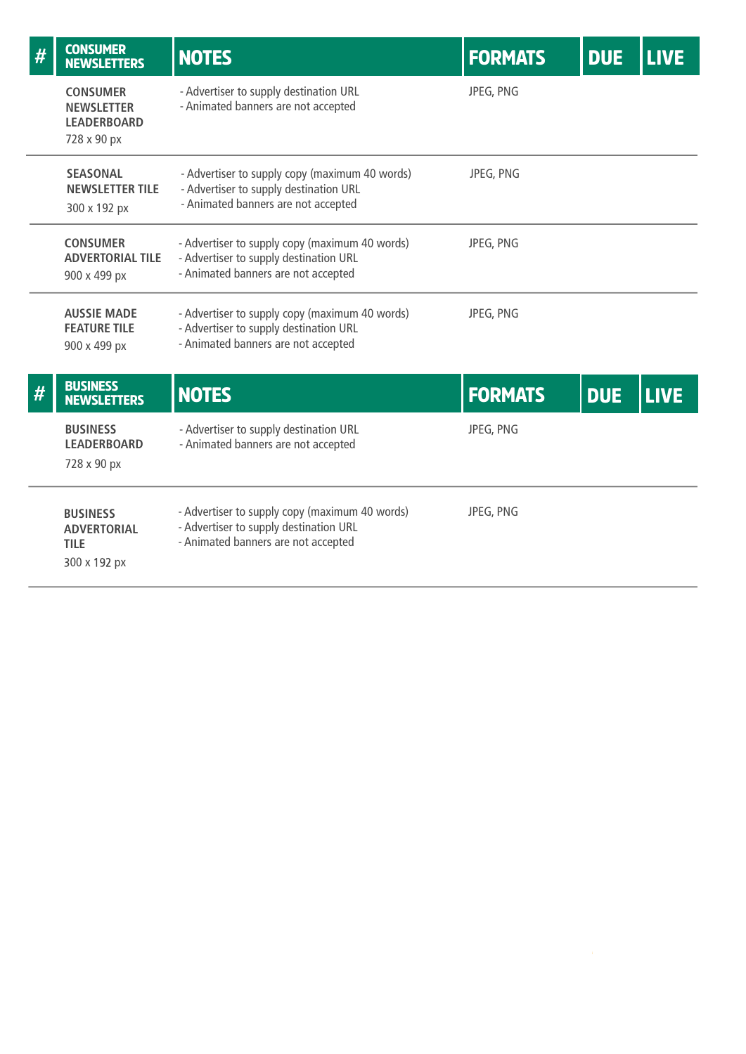| # | CONSUMER NEWSLETTERS | NOTES | FORMATS | DUE | LIVE |
|---|---|---|---|---|---|
| | **CONSUMER NEWSLETTER LEADERBOARD** 728 x 90 px | - Advertiser to supply destination URL<br>- Animated banners are not accepted | JPEG, PNG | | |
| | **SEASONAL NEWSLETTER TILE** 300 x 192 px | - Advertiser to supply copy (maximum 40 words)<br>- Advertiser to supply destination URL<br>- Animated banners are not accepted | JPEG, PNG | | |
| | **CONSUMER ADVERTORIAL TILE** 900 x 499 px | - Advertiser to supply copy (maximum 40 words)<br>- Advertiser to supply destination URL<br>- Animated banners are not accepted | JPEG, PNG | | |
| | **AUSSIE MADE FEATURE TILE** 900 x 499 px | - Advertiser to supply copy (maximum 40 words)<br>- Advertiser to supply destination URL<br>- Animated banners are not accepted | JPEG, PNG | | |

| # | BUSINESS NEWSLETTERS | NOTES | FORMATS | DUE | LIVE |
|---|---|---|---|---|---|
| | **BUSINESS LEADERBOARD** 728 x 90 px | - Advertiser to supply destination URL<br>- Animated banners are not accepted | JPEG, PNG | | |
| | **BUSINESS ADVERTORIAL TILE** 300 x 192 px | - Advertiser to supply copy (maximum 40 words)<br>- Advertiser to supply destination URL<br>- Animated banners are not accepted | JPEG, PNG | | |